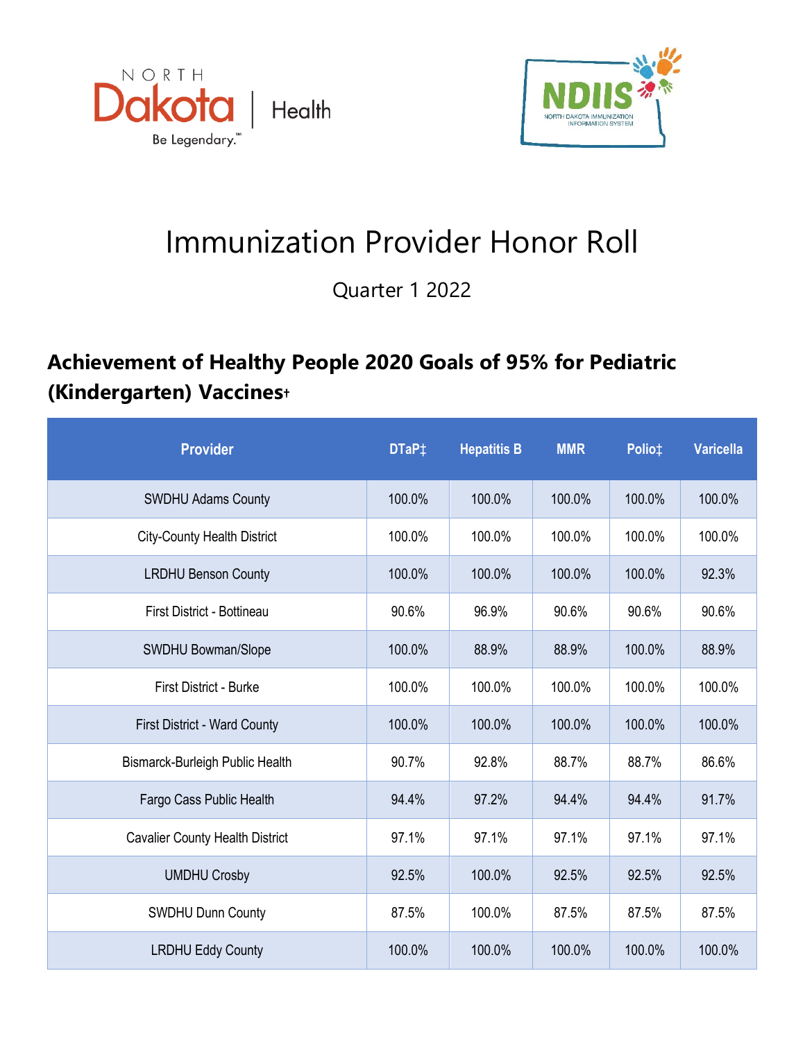# Immunization Provider Honor Roll

Quarter 1 2022

## Achievement of Healthy People 2020 Goals of 95% for Pediatric (Kindergarten) Vaccines†

| Provider | DTaP‡ | Hepatitis B | MMR | Polio‡ | Varicella |
|---|---|---|---|---|---|
| SWDHU Adams County | 100.0% | 100.0% | 100.0% | 100.0% | 100.0% |
| City-County Health District | 100.0% | 100.0% | 100.0% | 100.0% | 100.0% |
| LRDHU Benson County | 100.0% | 100.0% | 100.0% | 100.0% | 92.3% |
| First District - Bottineau | 90.6% | 96.9% | 90.6% | 90.6% | 90.6% |
| SWDHU Bowman/Slope | 100.0% | 88.9% | 88.9% | 100.0% | 88.9% |
| First District - Burke | 100.0% | 100.0% | 100.0% | 100.0% | 100.0% |
| First District - Ward County | 100.0% | 100.0% | 100.0% | 100.0% | 100.0% |
| Bismarck-Burleigh Public Health | 90.7% | 92.8% | 88.7% | 88.7% | 86.6% |
| Fargo Cass Public Health | 94.4% | 97.2% | 94.4% | 94.4% | 91.7% |
| Cavalier County Health District | 97.1% | 97.1% | 97.1% | 97.1% | 97.1% |
| UMDHU Crosby | 92.5% | 100.0% | 92.5% | 92.5% | 92.5% |
| SWDHU Dunn County | 87.5% | 100.0% | 87.5% | 87.5% | 87.5% |
| LRDHU Eddy County | 100.0% | 100.0% | 100.0% | 100.0% | 100.0% |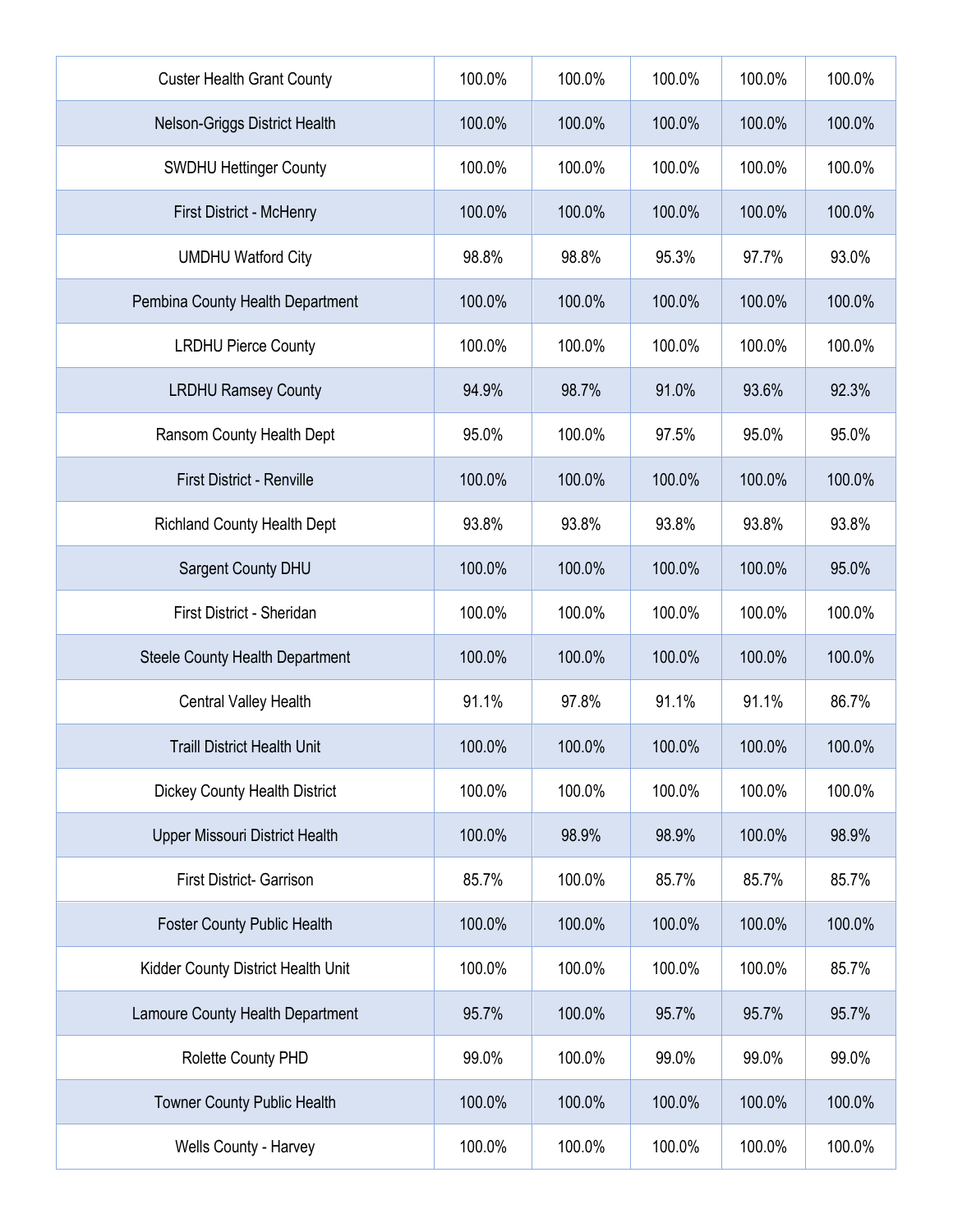| | | | | | |
|---|---|---|---|---|---|
| Custer Health Grant County | 100.0% | 100.0% | 100.0% | 100.0% | 100.0% |
| Nelson-Griggs District Health | 100.0% | 100.0% | 100.0% | 100.0% | 100.0% |
| SWDHU Hettinger County | 100.0% | 100.0% | 100.0% | 100.0% | 100.0% |
| First District - McHenry | 100.0% | 100.0% | 100.0% | 100.0% | 100.0% |
| UMDHU Watford City | 98.8% | 98.8% | 95.3% | 97.7% | 93.0% |
| Pembina County Health Department | 100.0% | 100.0% | 100.0% | 100.0% | 100.0% |
| LRDHU Pierce County | 100.0% | 100.0% | 100.0% | 100.0% | 100.0% |
| LRDHU Ramsey County | 94.9% | 98.7% | 91.0% | 93.6% | 92.3% |
| Ransom County Health Dept | 95.0% | 100.0% | 97.5% | 95.0% | 95.0% |
| First District - Renville | 100.0% | 100.0% | 100.0% | 100.0% | 100.0% |
| Richland County Health Dept | 93.8% | 93.8% | 93.8% | 93.8% | 93.8% |
| Sargent County DHU | 100.0% | 100.0% | 100.0% | 100.0% | 95.0% |
| First District - Sheridan | 100.0% | 100.0% | 100.0% | 100.0% | 100.0% |
| Steele County Health Department | 100.0% | 100.0% | 100.0% | 100.0% | 100.0% |
| Central Valley Health | 91.1% | 97.8% | 91.1% | 91.1% | 86.7% |
| Traill District Health Unit | 100.0% | 100.0% | 100.0% | 100.0% | 100.0% |
| Dickey County Health District | 100.0% | 100.0% | 100.0% | 100.0% | 100.0% |
| Upper Missouri District Health | 100.0% | 98.9% | 98.9% | 100.0% | 98.9% |
| First District- Garrison | 85.7% | 100.0% | 85.7% | 85.7% | 85.7% |
| Foster County Public Health | 100.0% | 100.0% | 100.0% | 100.0% | 100.0% |
| Kidder County District Health Unit | 100.0% | 100.0% | 100.0% | 100.0% | 85.7% |
| Lamoure County Health Department | 95.7% | 100.0% | 95.7% | 95.7% | 95.7% |
| Rolette County PHD | 99.0% | 100.0% | 99.0% | 99.0% | 99.0% |
| Towner County Public Health | 100.0% | 100.0% | 100.0% | 100.0% | 100.0% |
| Wells County - Harvey | 100.0% | 100.0% | 100.0% | 100.0% | 100.0% |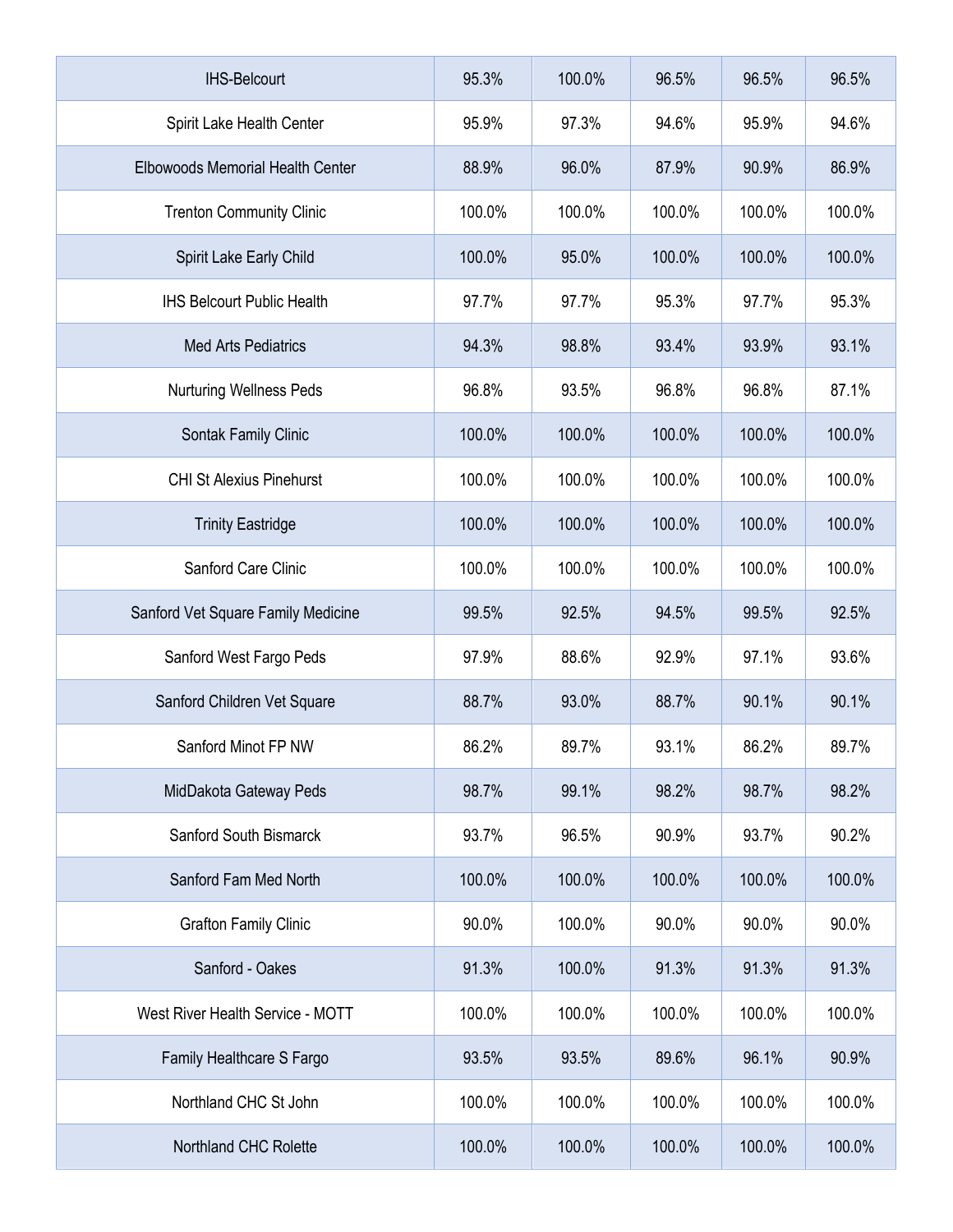| | | | | | |
|---|---|---|---|---|---|
| IHS-Belcourt | 95.3% | 100.0% | 96.5% | 96.5% | 96.5% |
| Spirit Lake Health Center | 95.9% | 97.3% | 94.6% | 95.9% | 94.6% |
| Elbowoods Memorial Health Center | 88.9% | 96.0% | 87.9% | 90.9% | 86.9% |
| Trenton Community Clinic | 100.0% | 100.0% | 100.0% | 100.0% | 100.0% |
| Spirit Lake Early Child | 100.0% | 95.0% | 100.0% | 100.0% | 100.0% |
| IHS Belcourt Public Health | 97.7% | 97.7% | 95.3% | 97.7% | 95.3% |
| Med Arts Pediatrics | 94.3% | 98.8% | 93.4% | 93.9% | 93.1% |
| Nurturing Wellness Peds | 96.8% | 93.5% | 96.8% | 96.8% | 87.1% |
| Sontak Family Clinic | 100.0% | 100.0% | 100.0% | 100.0% | 100.0% |
| CHI St Alexius Pinehurst | 100.0% | 100.0% | 100.0% | 100.0% | 100.0% |
| Trinity Eastridge | 100.0% | 100.0% | 100.0% | 100.0% | 100.0% |
| Sanford Care Clinic | 100.0% | 100.0% | 100.0% | 100.0% | 100.0% |
| Sanford Vet Square Family Medicine | 99.5% | 92.5% | 94.5% | 99.5% | 92.5% |
| Sanford West Fargo Peds | 97.9% | 88.6% | 92.9% | 97.1% | 93.6% |
| Sanford Children Vet Square | 88.7% | 93.0% | 88.7% | 90.1% | 90.1% |
| Sanford Minot FP NW | 86.2% | 89.7% | 93.1% | 86.2% | 89.7% |
| MidDakota Gateway Peds | 98.7% | 99.1% | 98.2% | 98.7% | 98.2% |
| Sanford South Bismarck | 93.7% | 96.5% | 90.9% | 93.7% | 90.2% |
| Sanford Fam Med North | 100.0% | 100.0% | 100.0% | 100.0% | 100.0% |
| Grafton Family Clinic | 90.0% | 100.0% | 90.0% | 90.0% | 90.0% |
| Sanford - Oakes | 91.3% | 100.0% | 91.3% | 91.3% | 91.3% |
| West River Health Service - MOTT | 100.0% | 100.0% | 100.0% | 100.0% | 100.0% |
| Family Healthcare S Fargo | 93.5% | 93.5% | 89.6% | 96.1% | 90.9% |
| Northland CHC St John | 100.0% | 100.0% | 100.0% | 100.0% | 100.0% |
| Northland CHC Rolette | 100.0% | 100.0% | 100.0% | 100.0% | 100.0% |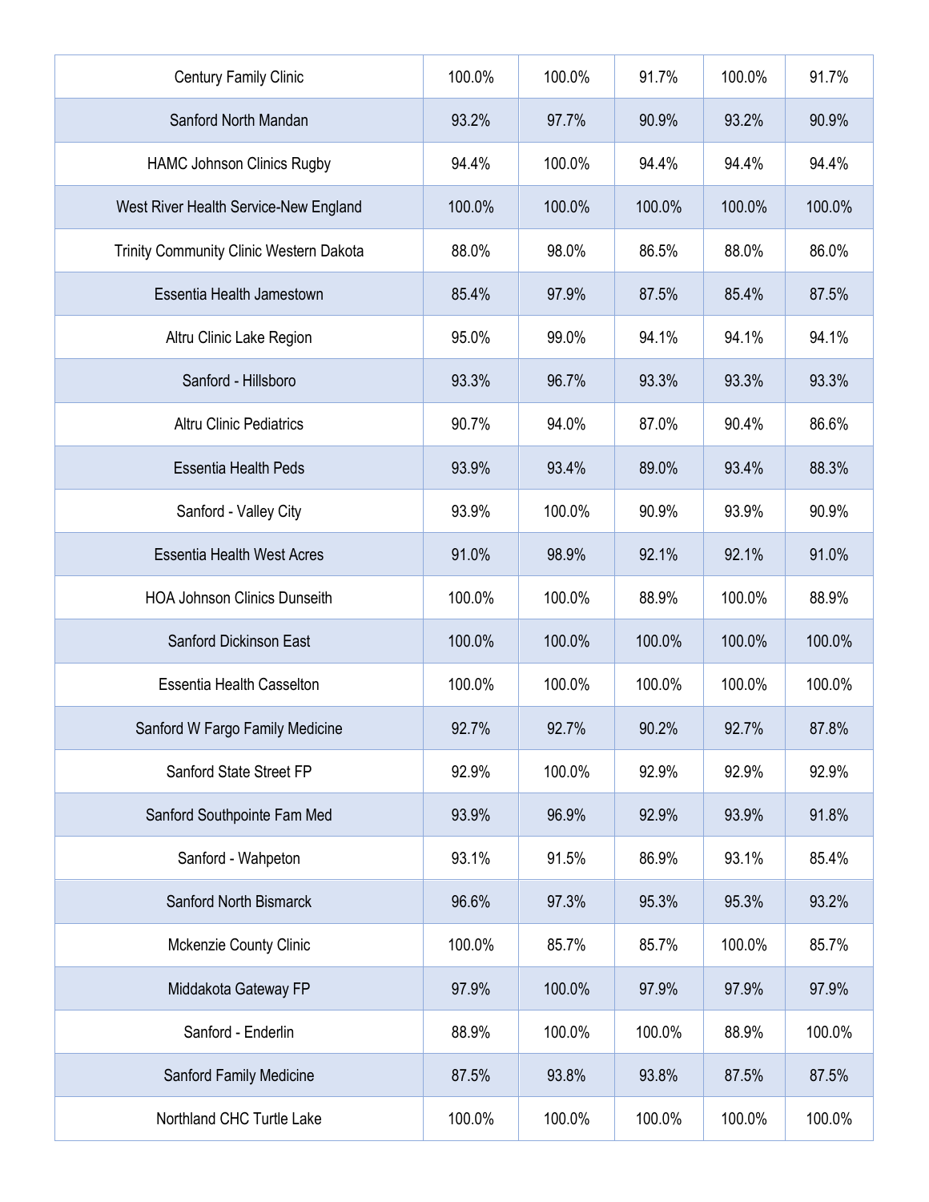| | | | | | |
|---|---|---|---|---|---|
| Century Family Clinic | 100.0% | 100.0% | 91.7% | 100.0% | 91.7% |
| Sanford North Mandan | 93.2% | 97.7% | 90.9% | 93.2% | 90.9% |
| HAMC Johnson Clinics Rugby | 94.4% | 100.0% | 94.4% | 94.4% | 94.4% |
| West River Health Service-New England | 100.0% | 100.0% | 100.0% | 100.0% | 100.0% |
| Trinity Community Clinic Western Dakota | 88.0% | 98.0% | 86.5% | 88.0% | 86.0% |
| Essentia Health Jamestown | 85.4% | 97.9% | 87.5% | 85.4% | 87.5% |
| Altru Clinic Lake Region | 95.0% | 99.0% | 94.1% | 94.1% | 94.1% |
| Sanford - Hillsboro | 93.3% | 96.7% | 93.3% | 93.3% | 93.3% |
| Altru Clinic Pediatrics | 90.7% | 94.0% | 87.0% | 90.4% | 86.6% |
| Essentia Health Peds | 93.9% | 93.4% | 89.0% | 93.4% | 88.3% |
| Sanford - Valley City | 93.9% | 100.0% | 90.9% | 93.9% | 90.9% |
| Essentia Health West Acres | 91.0% | 98.9% | 92.1% | 92.1% | 91.0% |
| HOA Johnson Clinics Dunseith | 100.0% | 100.0% | 88.9% | 100.0% | 88.9% |
| Sanford Dickinson East | 100.0% | 100.0% | 100.0% | 100.0% | 100.0% |
| Essentia Health Casselton | 100.0% | 100.0% | 100.0% | 100.0% | 100.0% |
| Sanford W Fargo Family Medicine | 92.7% | 92.7% | 90.2% | 92.7% | 87.8% |
| Sanford State Street FP | 92.9% | 100.0% | 92.9% | 92.9% | 92.9% |
| Sanford Southpointe Fam Med | 93.9% | 96.9% | 92.9% | 93.9% | 91.8% |
| Sanford - Wahpeton | 93.1% | 91.5% | 86.9% | 93.1% | 85.4% |
| Sanford North Bismarck | 96.6% | 97.3% | 95.3% | 95.3% | 93.2% |
| Mckenzie County Clinic | 100.0% | 85.7% | 85.7% | 100.0% | 85.7% |
| Middakota Gateway FP | 97.9% | 100.0% | 97.9% | 97.9% | 97.9% |
| Sanford - Enderlin | 88.9% | 100.0% | 100.0% | 88.9% | 100.0% |
| Sanford Family Medicine | 87.5% | 93.8% | 93.8% | 87.5% | 87.5% |
| Northland CHC Turtle Lake | 100.0% | 100.0% | 100.0% | 100.0% | 100.0% |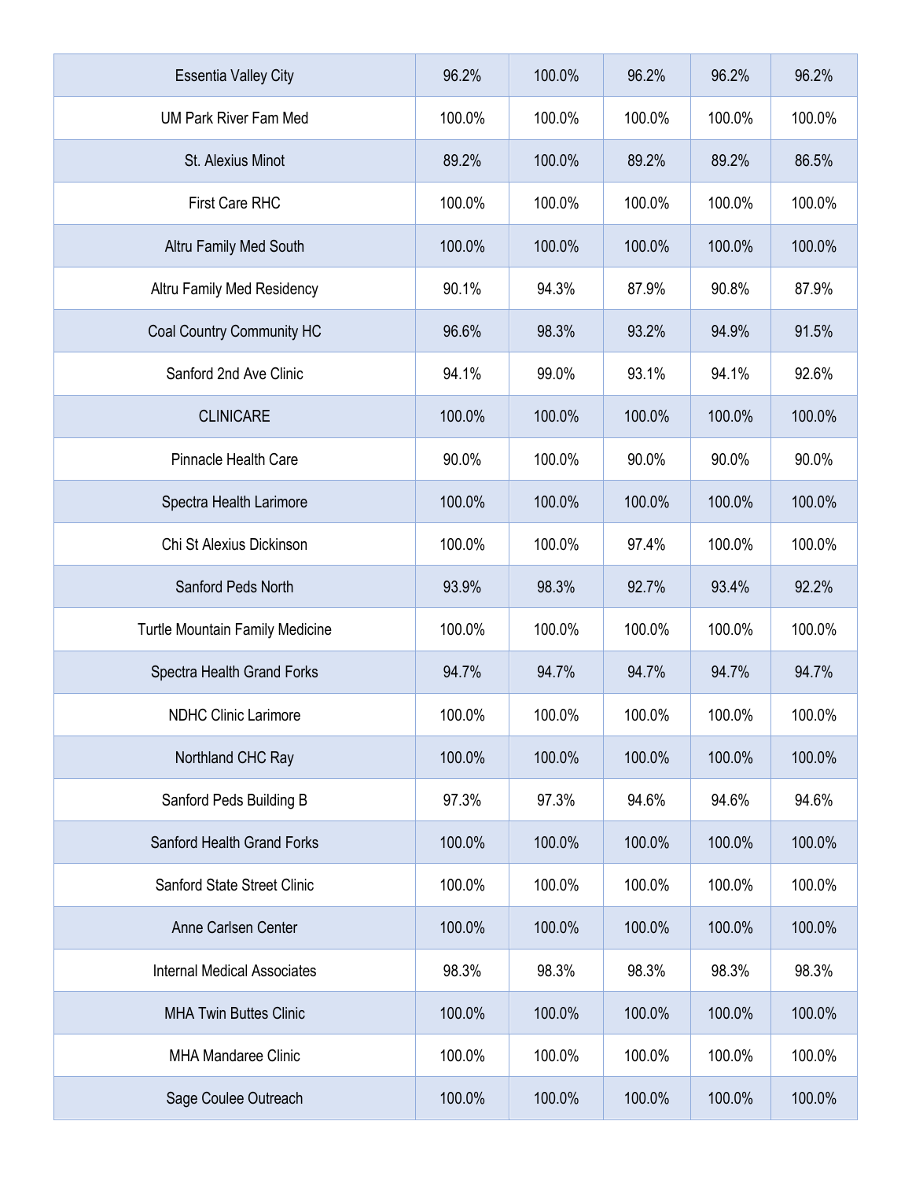| | | | | | |
|---|---|---|---|---|---|
| Essentia Valley City | 96.2% | 100.0% | 96.2% | 96.2% | 96.2% |
| UM Park River Fam Med | 100.0% | 100.0% | 100.0% | 100.0% | 100.0% |
| St. Alexius Minot | 89.2% | 100.0% | 89.2% | 89.2% | 86.5% |
| First Care RHC | 100.0% | 100.0% | 100.0% | 100.0% | 100.0% |
| Altru Family Med South | 100.0% | 100.0% | 100.0% | 100.0% | 100.0% |
| Altru Family Med Residency | 90.1% | 94.3% | 87.9% | 90.8% | 87.9% |
| Coal Country Community HC | 96.6% | 98.3% | 93.2% | 94.9% | 91.5% |
| Sanford 2nd Ave Clinic | 94.1% | 99.0% | 93.1% | 94.1% | 92.6% |
| CLINICARE | 100.0% | 100.0% | 100.0% | 100.0% | 100.0% |
| Pinnacle Health Care | 90.0% | 100.0% | 90.0% | 90.0% | 90.0% |
| Spectra Health Larimore | 100.0% | 100.0% | 100.0% | 100.0% | 100.0% |
| Chi St Alexius Dickinson | 100.0% | 100.0% | 97.4% | 100.0% | 100.0% |
| Sanford Peds North | 93.9% | 98.3% | 92.7% | 93.4% | 92.2% |
| Turtle Mountain Family Medicine | 100.0% | 100.0% | 100.0% | 100.0% | 100.0% |
| Spectra Health Grand Forks | 94.7% | 94.7% | 94.7% | 94.7% | 94.7% |
| NDHC Clinic Larimore | 100.0% | 100.0% | 100.0% | 100.0% | 100.0% |
| Northland CHC Ray | 100.0% | 100.0% | 100.0% | 100.0% | 100.0% |
| Sanford Peds Building B | 97.3% | 97.3% | 94.6% | 94.6% | 94.6% |
| Sanford Health Grand Forks | 100.0% | 100.0% | 100.0% | 100.0% | 100.0% |
| Sanford State Street Clinic | 100.0% | 100.0% | 100.0% | 100.0% | 100.0% |
| Anne Carlsen Center | 100.0% | 100.0% | 100.0% | 100.0% | 100.0% |
| Internal Medical Associates | 98.3% | 98.3% | 98.3% | 98.3% | 98.3% |
| MHA Twin Buttes Clinic | 100.0% | 100.0% | 100.0% | 100.0% | 100.0% |
| MHA Mandaree Clinic | 100.0% | 100.0% | 100.0% | 100.0% | 100.0% |
| Sage Coulee Outreach | 100.0% | 100.0% | 100.0% | 100.0% | 100.0% |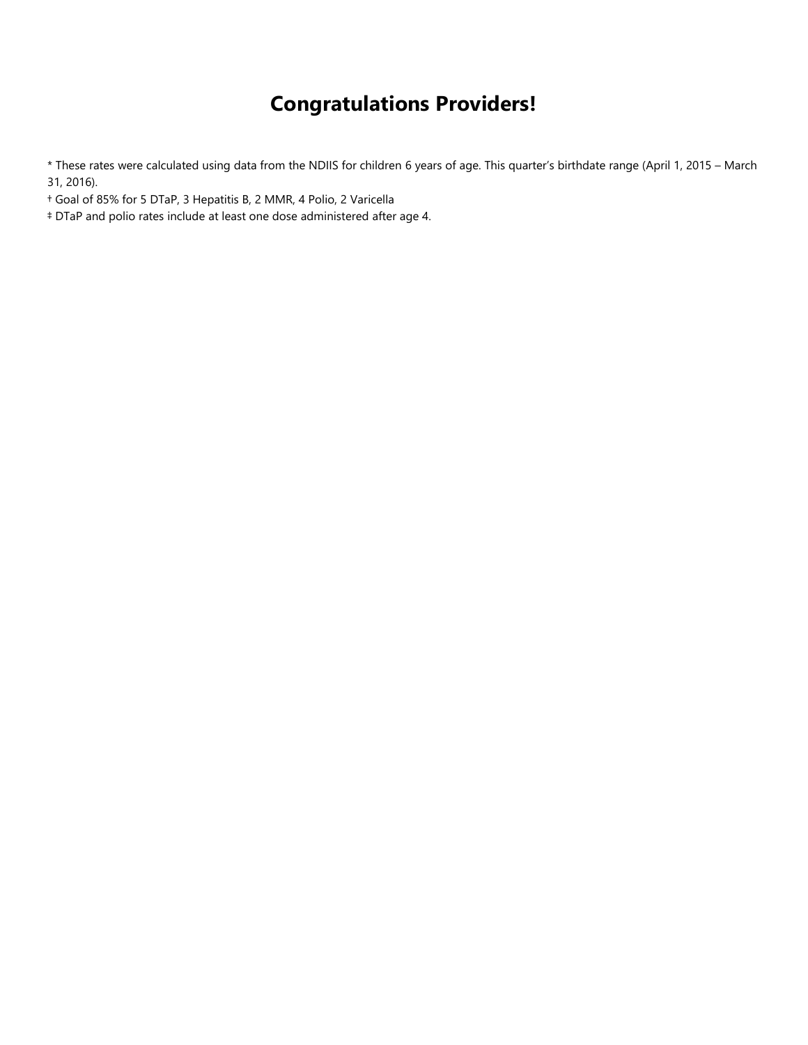# Congratulations Providers!

* These rates were calculated using data from the NDIIS for children 6 years of age. This quarter's birthdate range (April 1, 2015 – March 31, 2016).

† Goal of 85% for 5 DTaP, 3 Hepatitis B, 2 MMR, 4 Polio, 2 Varicella

‡ DTaP and polio rates include at least one dose administered after age 4.